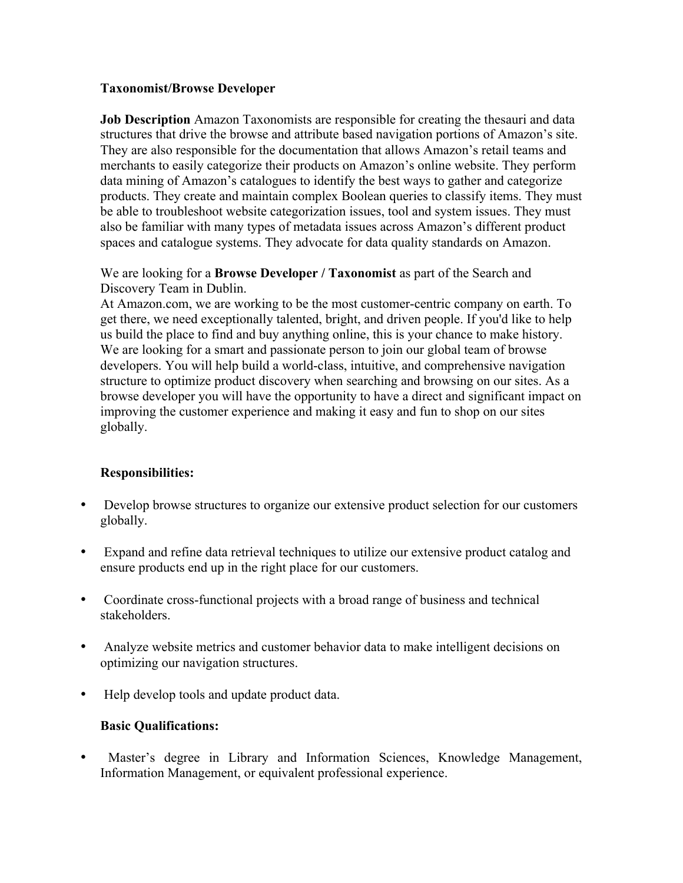**Taxonomist/Browse Developer**

**Job Description** Amazon Taxonomists are responsible for creating the thesauri and data structures that drive the browse and attribute based navigation portions of Amazon's site. They are also responsible for the documentation that allows Amazon's retail teams and merchants to easily categorize their products on Amazon's online website. They perform data mining of Amazon's catalogues to identify the best ways to gather and categorize products. They create and maintain complex Boolean queries to classify items. They must be able to troubleshoot website categorization issues, tool and system issues. They must also be familiar with many types of metadata issues across Amazon's different product spaces and catalogue systems. They advocate for data quality standards on Amazon.

We are looking for a **Browse Developer / Taxonomist** as part of the Search and Discovery Team in Dublin.
At Amazon.com, we are working to be the most customer-centric company on earth. To get there, we need exceptionally talented, bright, and driven people. If you'd like to help us build the place to find and buy anything online, this is your chance to make history. We are looking for a smart and passionate person to join our global team of browse developers. You will help build a world-class, intuitive, and comprehensive navigation structure to optimize product discovery when searching and browsing on our sites. As a browse developer you will have the opportunity to have a direct and significant impact on improving the customer experience and making it easy and fun to shop on our sites globally.

**Responsibilities:**

- Develop browse structures to organize our extensive product selection for our customers globally.
- Expand and refine data retrieval techniques to utilize our extensive product catalog and ensure products end up in the right place for our customers.
- Coordinate cross-functional projects with a broad range of business and technical stakeholders.
- Analyze website metrics and customer behavior data to make intelligent decisions on optimizing our navigation structures.
- Help develop tools and update product data.

**Basic Qualifications:**

- Master's degree in Library and Information Sciences, Knowledge Management, Information Management, or equivalent professional experience.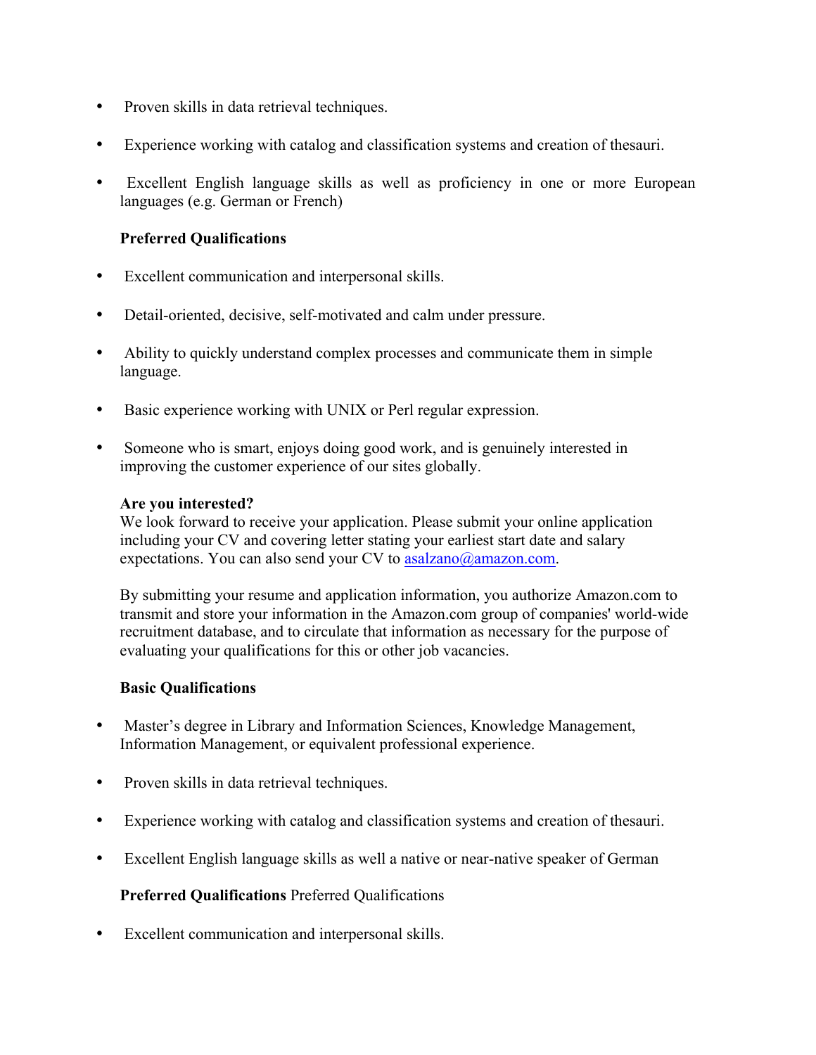- Proven skills in data retrieval techniques.
- Experience working with catalog and classification systems and creation of thesauri.
- Excellent English language skills as well as proficiency in one or more European languages (e.g. German or French)

**Preferred Qualifications**

- Excellent communication and interpersonal skills.
- Detail-oriented, decisive, self-motivated and calm under pressure.
- Ability to quickly understand complex processes and communicate them in simple language.
- Basic experience working with UNIX or Perl regular expression.
- Someone who is smart, enjoys doing good work, and is genuinely interested in improving the customer experience of our sites globally.

**Are you interested?**
We look forward to receive your application. Please submit your online application including your CV and covering letter stating your earliest start date and salary expectations. You can also send your CV to [asalzano@amazon.com](mailto:asalzano@amazon.com).

By submitting your resume and application information, you authorize Amazon.com to transmit and store your information in the Amazon.com group of companies' world-wide recruitment database, and to circulate that information as necessary for the purpose of evaluating your qualifications for this or other job vacancies.

**Basic Qualifications**

- Master's degree in Library and Information Sciences, Knowledge Management, Information Management, or equivalent professional experience.
- Proven skills in data retrieval techniques.
- Experience working with catalog and classification systems and creation of thesauri.
- Excellent English language skills as well a native or near-native speaker of German

**Preferred Qualifications** Preferred Qualifications

- Excellent communication and interpersonal skills.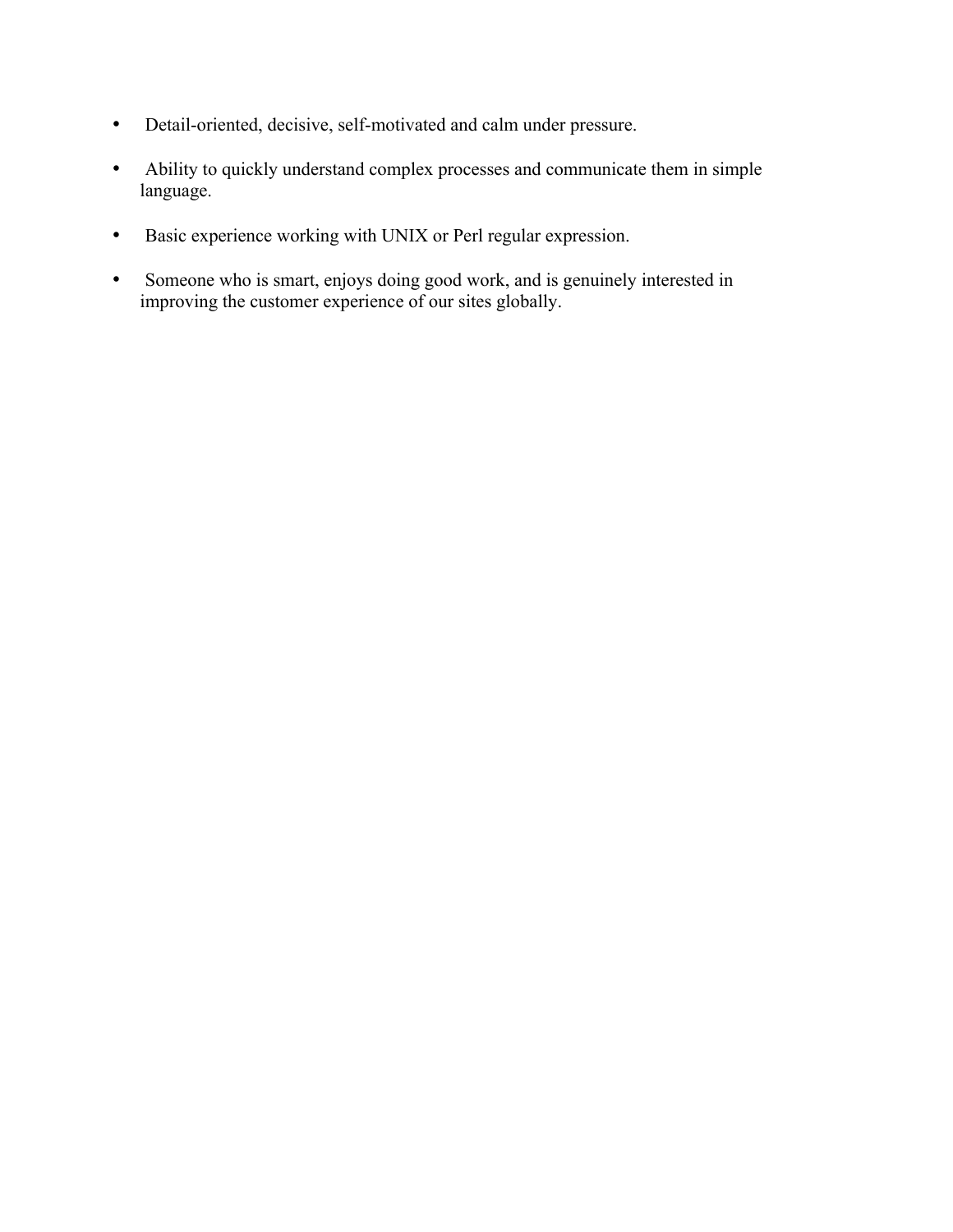- Detail-oriented, decisive, self-motivated and calm under pressure.
- Ability to quickly understand complex processes and communicate them in simple language.
- Basic experience working with UNIX or Perl regular expression.
- Someone who is smart, enjoys doing good work, and is genuinely interested in improving the customer experience of our sites globally.